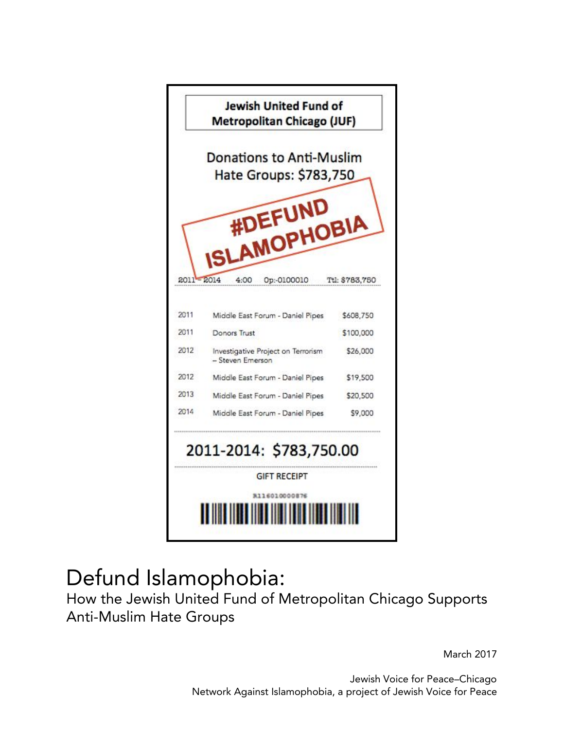**Jewish United Fund of Metropolitan Chicago (JUF)**

Donations to Anti-Muslim Hate Groups: $783,750

#DEFUND ISLAMOPHOBIA

2011 – 2014 4:00 Op:-0100010 Ttl: $783,750

| | | |
|---|---|---|
| 2011 | Middle East Forum - Daniel Pipes | $608,750 |
| 2011 | Donors Trust | $100,000 |
| 2012 | Investigative Project on Terrorism – Steven Emerson | $26,000 |
| 2012 | Middle East Forum - Daniel Pipes | $19,500 |
| 2013 | Middle East Forum - Daniel Pipes | $20,500 |
| 2014 | Middle East Forum - Daniel Pipes | $9,000 |

**2011-2014: $783,750.00**

GIFT RECEIPT

R116010000876

# Defund Islamophobia:

## How the Jewish United Fund of Metropolitan Chicago Supports Anti-Muslim Hate Groups

March 2017

Jewish Voice for Peace–Chicago
Network Against Islamophobia, a project of Jewish Voice for Peace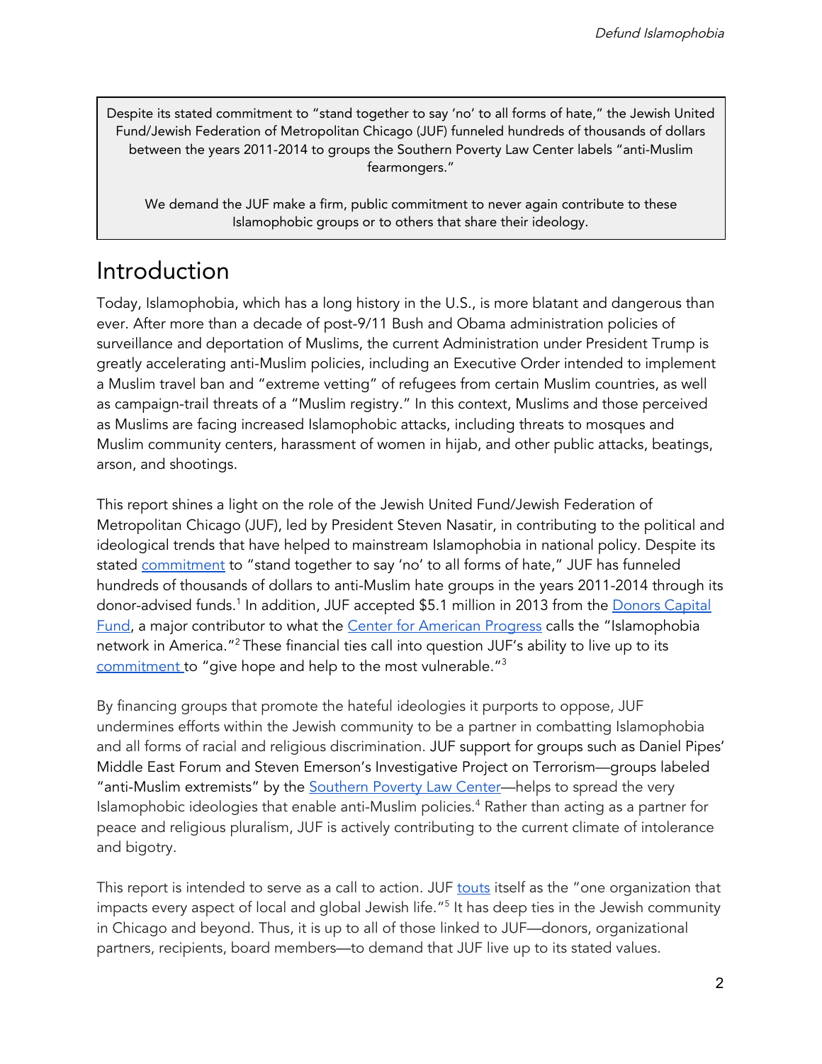Despite its stated commitment to "stand together to say 'no' to all forms of hate," the Jewish United Fund/Jewish Federation of Metropolitan Chicago (JUF) funneled hundreds of thousands of dollars between the years 2011-2014 to groups the Southern Poverty Law Center labels "anti-Muslim fearmongers."

We demand the JUF make a firm, public commitment to never again contribute to these Islamophobic groups or to others that share their ideology.

# Introduction

Today, Islamophobia, which has a long history in the U.S., is more blatant and dangerous than ever. After more than a decade of post-9/11 Bush and Obama administration policies of surveillance and deportation of Muslims, the current Administration under President Trump is greatly accelerating anti-Muslim policies, including an Executive Order intended to implement a Muslim travel ban and "extreme vetting" of refugees from certain Muslim countries, as well as campaign-trail threats of a "Muslim registry." In this context, Muslims and those perceived as Muslims are facing increased Islamophobic attacks, including threats to mosques and Muslim community centers, harassment of women in hijab, and other public attacks, beatings, arson, and shootings.

This report shines a light on the role of the Jewish United Fund/Jewish Federation of Metropolitan Chicago (JUF), led by President Steven Nasatir, in contributing to the political and ideological trends that have helped to mainstream Islamophobia in national policy. Despite its stated commitment to "stand together to say 'no' to all forms of hate," JUF has funneled hundreds of thousands of dollars to anti-Muslim hate groups in the years 2011-2014 through its donor-advised funds.[1] In addition, JUF accepted $5.1 million in 2013 from the Donors Capital Fund, a major contributor to what the Center for American Progress calls the "Islamophobia network in America."[2] These financial ties call into question JUF's ability to live up to its commitment to "give hope and help to the most vulnerable."[3]

By financing groups that promote the hateful ideologies it purports to oppose, JUF undermines efforts within the Jewish community to be a partner in combatting Islamophobia and all forms of racial and religious discrimination. JUF support for groups such as Daniel Pipes' Middle East Forum and Steven Emerson's Investigative Project on Terrorism—groups labeled "anti-Muslim extremists" by the Southern Poverty Law Center—helps to spread the very Islamophobic ideologies that enable anti-Muslim policies.[4] Rather than acting as a partner for peace and religious pluralism, JUF is actively contributing to the current climate of intolerance and bigotry.

This report is intended to serve as a call to action. JUF touts itself as the "one organization that impacts every aspect of local and global Jewish life."[5] It has deep ties in the Jewish community in Chicago and beyond. Thus, it is up to all of those linked to JUF—donors, organizational partners, recipients, board members—to demand that JUF live up to its stated values.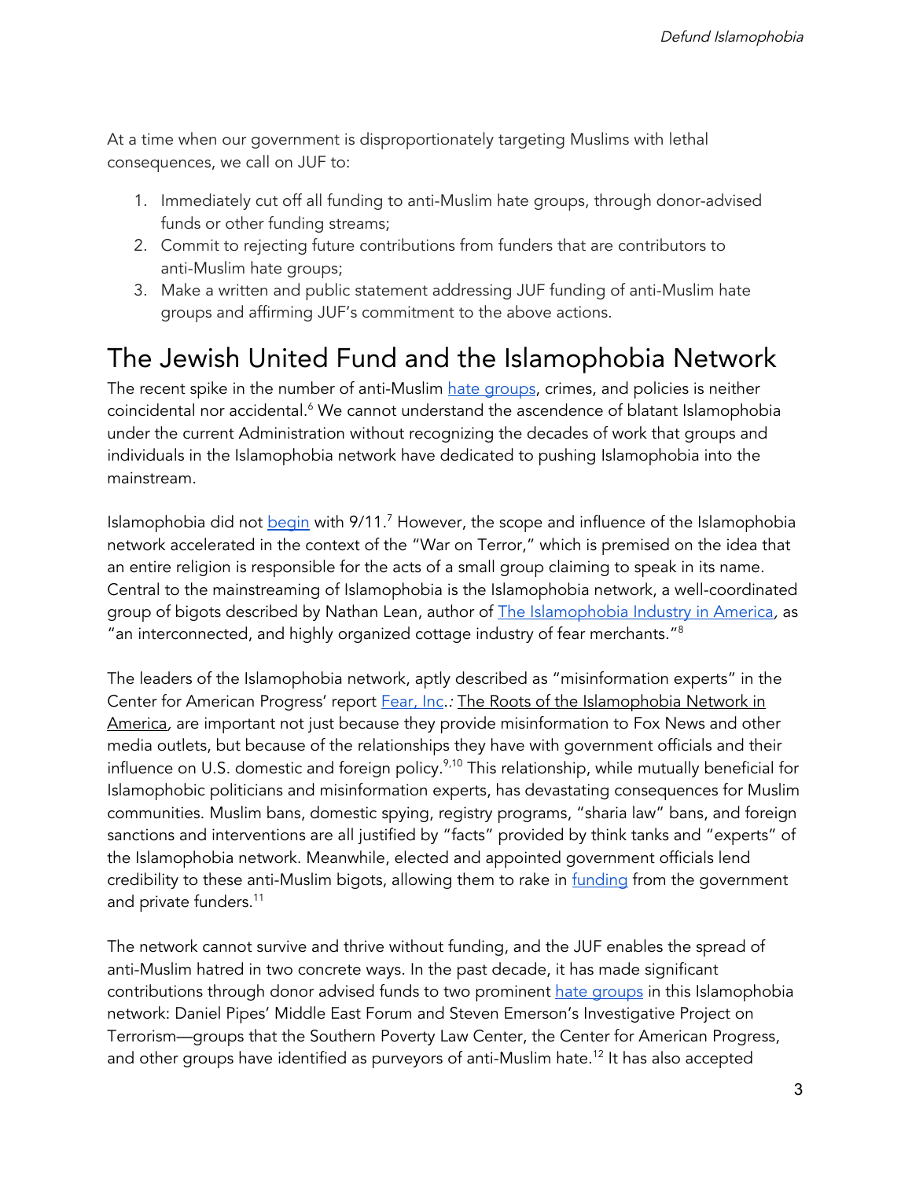At a time when our government is disproportionately targeting Muslims with lethal consequences, we call on JUF to:

1. Immediately cut off all funding to anti-Muslim hate groups, through donor-advised funds or other funding streams;
2. Commit to rejecting future contributions from funders that are contributors to anti-Muslim hate groups;
3. Make a written and public statement addressing JUF funding of anti-Muslim hate groups and affirming JUF's commitment to the above actions.

# The Jewish United Fund and the Islamophobia Network

The recent spike in the number of anti-Muslim hate groups, crimes, and policies is neither coincidental nor accidental.[6] We cannot understand the ascendence of blatant Islamophobia under the current Administration without recognizing the decades of work that groups and individuals in the Islamophobia network have dedicated to pushing Islamophobia into the mainstream.

Islamophobia did not begin with 9/11.[7] However, the scope and influence of the Islamophobia network accelerated in the context of the "War on Terror," which is premised on the idea that an entire religion is responsible for the acts of a small group claiming to speak in its name. Central to the mainstreaming of Islamophobia is the Islamophobia network, a well-coordinated group of bigots described by Nathan Lean, author of *The Islamophobia Industry in America*, as "an interconnected, and highly organized cottage industry of fear merchants."[8]

The leaders of the Islamophobia network, aptly described as "misinformation experts" in the Center for American Progress' report *Fear, Inc.: The Roots of the Islamophobia Network in America*, are important not just because they provide misinformation to Fox News and other media outlets, but because of the relationships they have with government officials and their influence on U.S. domestic and foreign policy.[9,10] This relationship, while mutually beneficial for Islamophobic politicians and misinformation experts, has devastating consequences for Muslim communities. Muslim bans, domestic spying, registry programs, "sharia law" bans, and foreign sanctions and interventions are all justified by "facts" provided by think tanks and "experts" of the Islamophobia network. Meanwhile, elected and appointed government officials lend credibility to these anti-Muslim bigots, allowing them to rake in funding from the government and private funders.[11]

The network cannot survive and thrive without funding, and the JUF enables the spread of anti-Muslim hatred in two concrete ways. In the past decade, it has made significant contributions through donor advised funds to two prominent hate groups in this Islamophobia network: Daniel Pipes' Middle East Forum and Steven Emerson's Investigative Project on Terrorism—groups that the Southern Poverty Law Center, the Center for American Progress, and other groups have identified as purveyors of anti-Muslim hate.[12] It has also accepted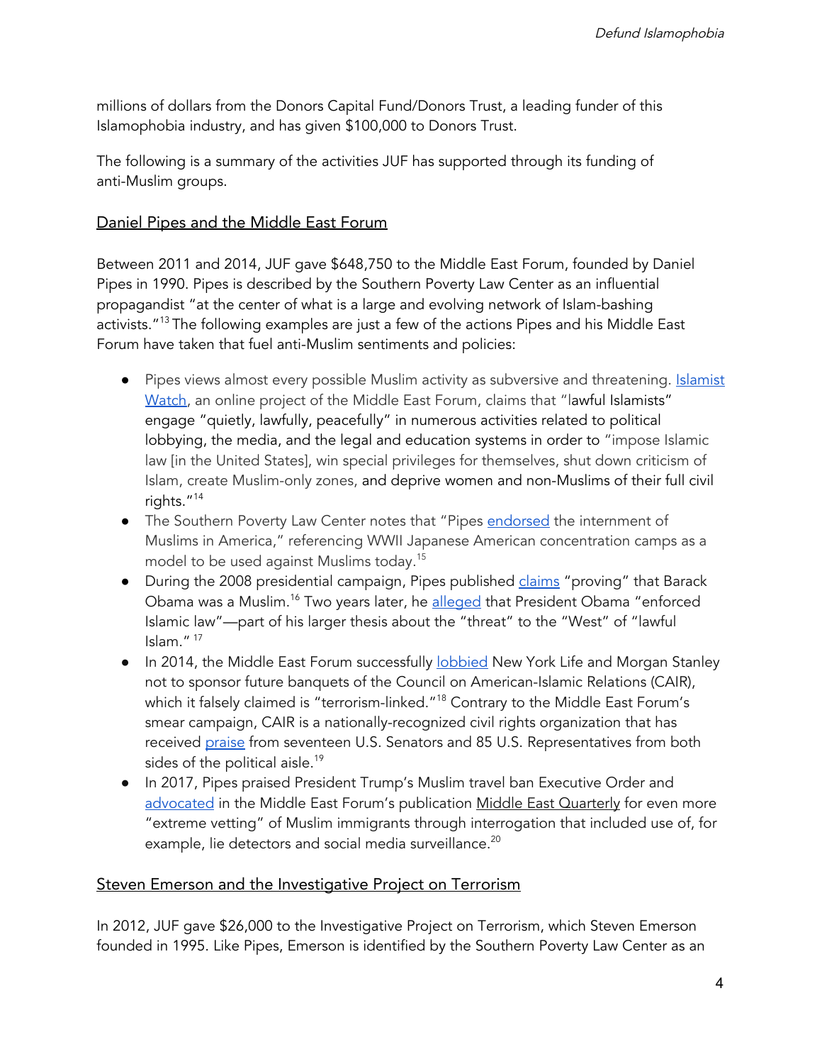millions of dollars from the Donors Capital Fund/Donors Trust, a leading funder of this Islamophobia industry, and has given $100,000 to Donors Trust.

The following is a summary of the activities JUF has supported through its funding of anti-Muslim groups.

## Daniel Pipes and the Middle East Forum

Between 2011 and 2014, JUF gave $648,750 to the Middle East Forum, founded by Daniel Pipes in 1990. Pipes is described by the Southern Poverty Law Center as an influential propagandist "at the center of what is a large and evolving network of Islam-bashing activists."[13] The following examples are just a few of the actions Pipes and his Middle East Forum have taken that fuel anti-Muslim sentiments and policies:

- Pipes views almost every possible Muslim activity as subversive and threatening. Islamist Watch, an online project of the Middle East Forum, claims that "lawful Islamists" engage "quietly, lawfully, peacefully" in numerous activities related to political lobbying, the media, and the legal and education systems in order to "impose Islamic law [in the United States], win special privileges for themselves, shut down criticism of Islam, create Muslim-only zones, and deprive women and non-Muslims of their full civil rights."[14]
- The Southern Poverty Law Center notes that "Pipes endorsed the internment of Muslims in America," referencing WWII Japanese American concentration camps as a model to be used against Muslims today.[15]
- During the 2008 presidential campaign, Pipes published claims "proving" that Barack Obama was a Muslim.[16] Two years later, he alleged that President Obama "enforced Islamic law"—part of his larger thesis about the "threat" to the "West" of "lawful Islam."[17]
- In 2014, the Middle East Forum successfully lobbied New York Life and Morgan Stanley not to sponsor future banquets of the Council on American-Islamic Relations (CAIR), which it falsely claimed is "terrorism-linked."[18] Contrary to the Middle East Forum's smear campaign, CAIR is a nationally-recognized civil rights organization that has received praise from seventeen U.S. Senators and 85 U.S. Representatives from both sides of the political aisle.[19]
- In 2017, Pipes praised President Trump's Muslim travel ban Executive Order and advocated in the Middle East Forum's publication Middle East Quarterly for even more "extreme vetting" of Muslim immigrants through interrogation that included use of, for example, lie detectors and social media surveillance.[20]

## Steven Emerson and the Investigative Project on Terrorism

In 2012, JUF gave $26,000 to the Investigative Project on Terrorism, which Steven Emerson founded in 1995. Like Pipes, Emerson is identified by the Southern Poverty Law Center as an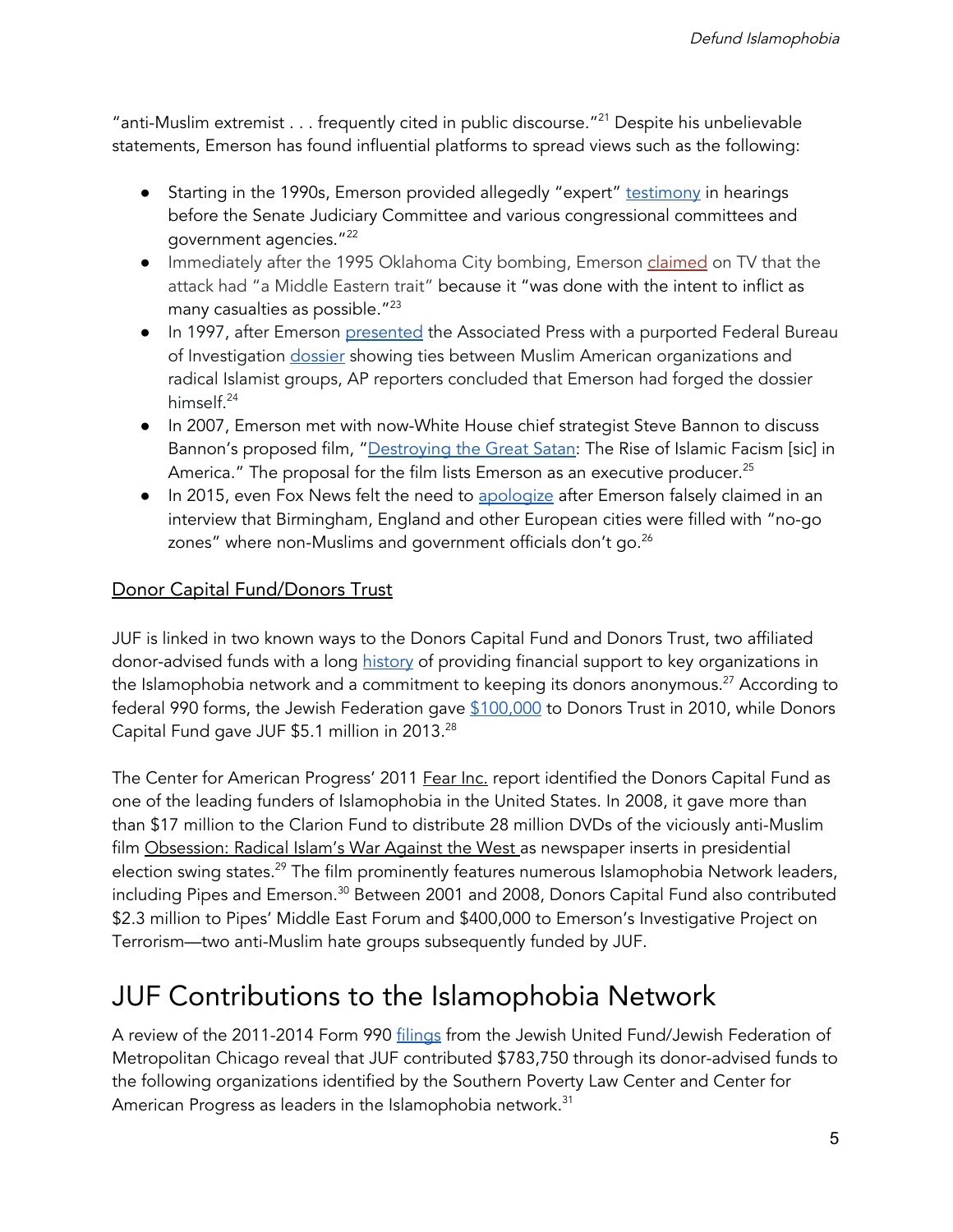"anti-Muslim extremist . . . frequently cited in public discourse."[21] Despite his unbelievable statements, Emerson has found influential platforms to spread views such as the following:

- Starting in the 1990s, Emerson provided allegedly "expert" testimony in hearings before the Senate Judiciary Committee and various congressional committees and government agencies."[22]
- Immediately after the 1995 Oklahoma City bombing, Emerson claimed on TV that the attack had "a Middle Eastern trait" because it "was done with the intent to inflict as many casualties as possible."[23]
- In 1997, after Emerson presented the Associated Press with a purported Federal Bureau of Investigation dossier showing ties between Muslim American organizations and radical Islamist groups, AP reporters concluded that Emerson had forged the dossier himself.[24]
- In 2007, Emerson met with now-White House chief strategist Steve Bannon to discuss Bannon's proposed film, "Destroying the Great Satan: The Rise of Islamic Facism [sic] in America." The proposal for the film lists Emerson as an executive producer.[25]
- In 2015, even Fox News felt the need to apologize after Emerson falsely claimed in an interview that Birmingham, England and other European cities were filled with "no-go zones" where non-Muslims and government officials don't go.[26]

Donor Capital Fund/Donors Trust

JUF is linked in two known ways to the Donors Capital Fund and Donors Trust, two affiliated donor-advised funds with a long history of providing financial support to key organizations in the Islamophobia network and a commitment to keeping its donors anonymous.[27] According to federal 990 forms, the Jewish Federation gave $100,000 to Donors Trust in 2010, while Donors Capital Fund gave JUF $5.1 million in 2013.[28]

The Center for American Progress' 2011 Fear Inc. report identified the Donors Capital Fund as one of the leading funders of Islamophobia in the United States. In 2008, it gave more than than $17 million to the Clarion Fund to distribute 28 million DVDs of the viciously anti-Muslim film Obsession: Radical Islam's War Against the West as newspaper inserts in presidential election swing states.[29] The film prominently features numerous Islamophobia Network leaders, including Pipes and Emerson.[30] Between 2001 and 2008, Donors Capital Fund also contributed $2.3 million to Pipes' Middle East Forum and $400,000 to Emerson's Investigative Project on Terrorism—two anti-Muslim hate groups subsequently funded by JUF.

# JUF Contributions to the Islamophobia Network

A review of the 2011-2014 Form 990 filings from the Jewish United Fund/Jewish Federation of Metropolitan Chicago reveal that JUF contributed $783,750 through its donor-advised funds to the following organizations identified by the Southern Poverty Law Center and Center for American Progress as leaders in the Islamophobia network.[31]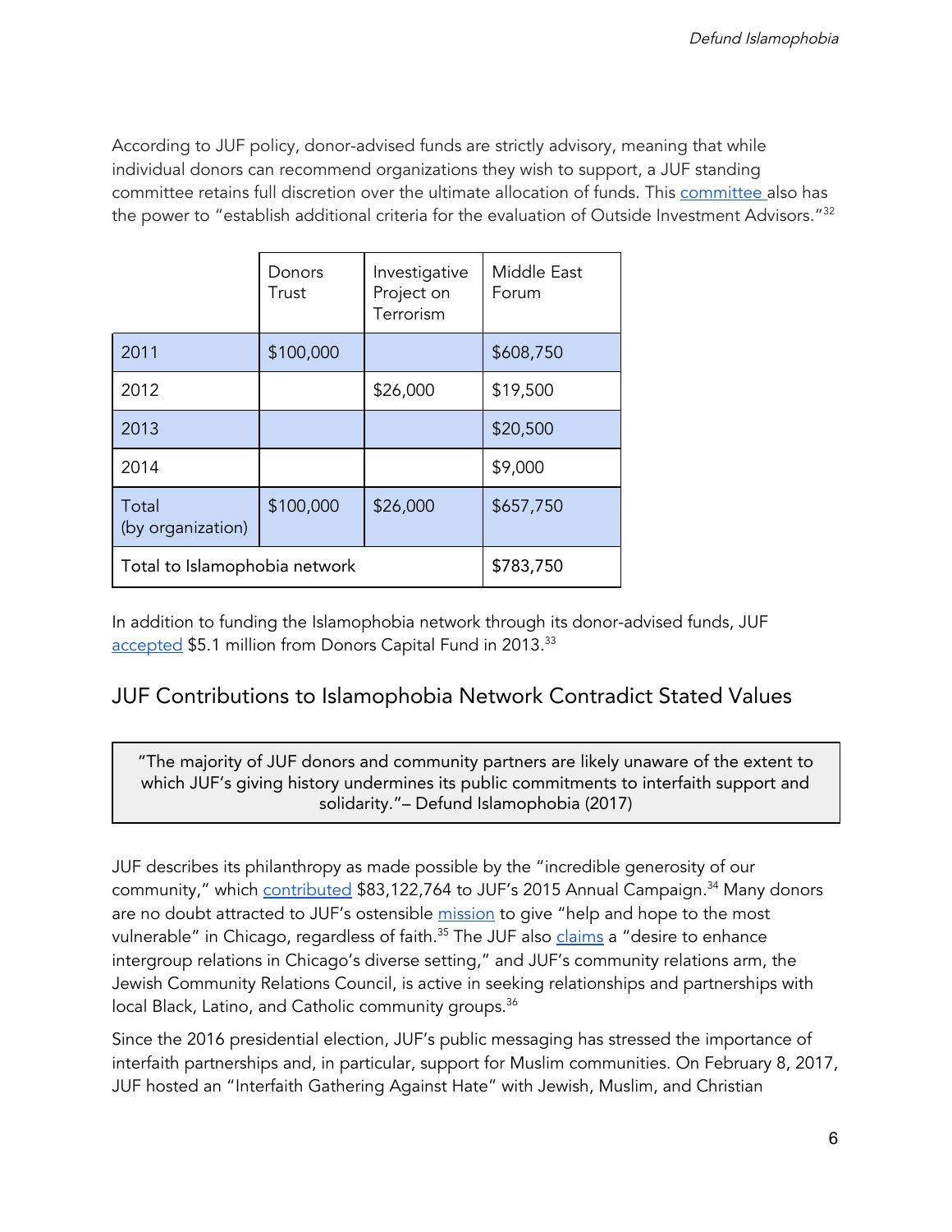According to JUF policy, donor-advised funds are strictly advisory, meaning that while individual donors can recommend organizations they wish to support, a JUF standing committee retains full discretion over the ultimate allocation of funds. This committee also has the power to "establish additional criteria for the evaluation of Outside Investment Advisors."[32]

| | Donors Trust | Investigative Project on Terrorism | Middle East Forum |
|---|---|---|---|
| 2011 | $100,000 | | $608,750 |
| 2012 | | $26,000 | $19,500 |
| 2013 | | | $20,500 |
| 2014 | | | $9,000 |
| Total (by organization) | $100,000 | $26,000 | $657,750 |
| Total to Islamophobia network | | | $783,750 |

In addition to funding the Islamophobia network through its donor-advised funds, JUF accepted $5.1 million from Donors Capital Fund in 2013.[33]

## JUF Contributions to Islamophobia Network Contradict Stated Values

> "The majority of JUF donors and community partners are likely unaware of the extent to which JUF's giving history undermines its public commitments to interfaith support and solidarity."– Defund Islamophobia (2017)

JUF describes its philanthropy as made possible by the "incredible generosity of our community," which contributed $83,122,764 to JUF's 2015 Annual Campaign.[34] Many donors are no doubt attracted to JUF's ostensible mission to give "help and hope to the most vulnerable" in Chicago, regardless of faith.[35] The JUF also claims a "desire to enhance intergroup relations in Chicago's diverse setting," and JUF's community relations arm, the Jewish Community Relations Council, is active in seeking relationships and partnerships with local Black, Latino, and Catholic community groups.[36]

Since the 2016 presidential election, JUF's public messaging has stressed the importance of interfaith partnerships and, in particular, support for Muslim communities. On February 8, 2017, JUF hosted an "Interfaith Gathering Against Hate" with Jewish, Muslim, and Christian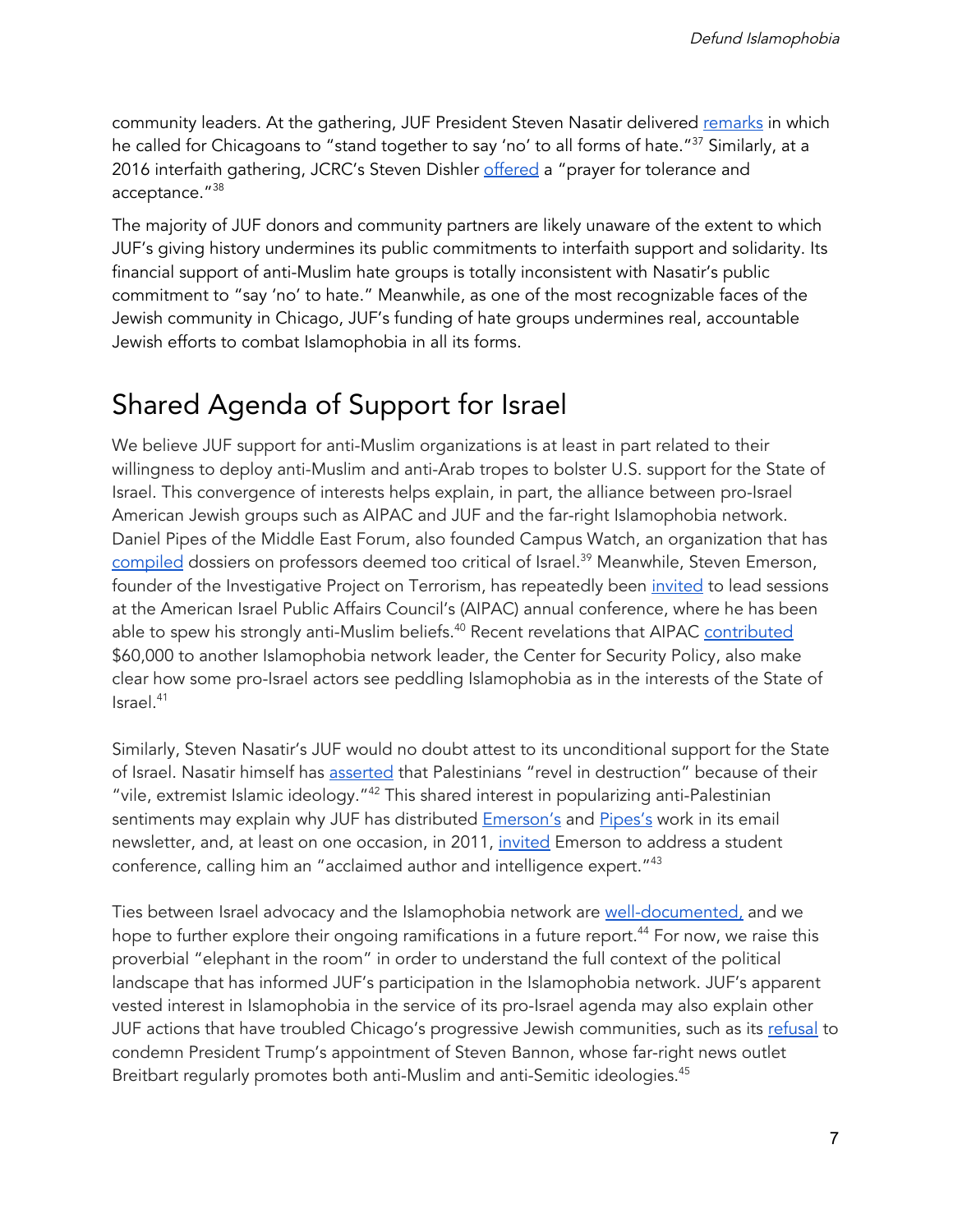community leaders. At the gathering, JUF President Steven Nasatir delivered remarks in which he called for Chicagoans to "stand together to say 'no' to all forms of hate."[37] Similarly, at a 2016 interfaith gathering, JCRC's Steven Dishler offered a "prayer for tolerance and acceptance."[38]

The majority of JUF donors and community partners are likely unaware of the extent to which JUF's giving history undermines its public commitments to interfaith support and solidarity. Its financial support of anti-Muslim hate groups is totally inconsistent with Nasatir's public commitment to "say 'no' to hate." Meanwhile, as one of the most recognizable faces of the Jewish community in Chicago, JUF's funding of hate groups undermines real, accountable Jewish efforts to combat Islamophobia in all its forms.

## Shared Agenda of Support for Israel

We believe JUF support for anti-Muslim organizations is at least in part related to their willingness to deploy anti-Muslim and anti-Arab tropes to bolster U.S. support for the State of Israel. This convergence of interests helps explain, in part, the alliance between pro-Israel American Jewish groups such as AIPAC and JUF and the far-right Islamophobia network. Daniel Pipes of the Middle East Forum, also founded Campus Watch, an organization that has compiled dossiers on professors deemed too critical of Israel.[39] Meanwhile, Steven Emerson, founder of the Investigative Project on Terrorism, has repeatedly been invited to lead sessions at the American Israel Public Affairs Council's (AIPAC) annual conference, where he has been able to spew his strongly anti-Muslim beliefs.[40] Recent revelations that AIPAC contributed $60,000 to another Islamophobia network leader, the Center for Security Policy, also make clear how some pro-Israel actors see peddling Islamophobia as in the interests of the State of Israel.[41]

Similarly, Steven Nasatir's JUF would no doubt attest to its unconditional support for the State of Israel. Nasatir himself has asserted that Palestinians "revel in destruction" because of their "vile, extremist Islamic ideology."[42] This shared interest in popularizing anti-Palestinian sentiments may explain why JUF has distributed Emerson's and Pipes's work in its email newsletter, and, at least on one occasion, in 2011, invited Emerson to address a student conference, calling him an "acclaimed author and intelligence expert."[43]

Ties between Israel advocacy and the Islamophobia network are well-documented, and we hope to further explore their ongoing ramifications in a future report.[44] For now, we raise this proverbial "elephant in the room" in order to understand the full context of the political landscape that has informed JUF's participation in the Islamophobia network. JUF's apparent vested interest in Islamophobia in the service of its pro-Israel agenda may also explain other JUF actions that have troubled Chicago's progressive Jewish communities, such as its refusal to condemn President Trump's appointment of Steven Bannon, whose far-right news outlet Breitbart regularly promotes both anti-Muslim and anti-Semitic ideologies.[45]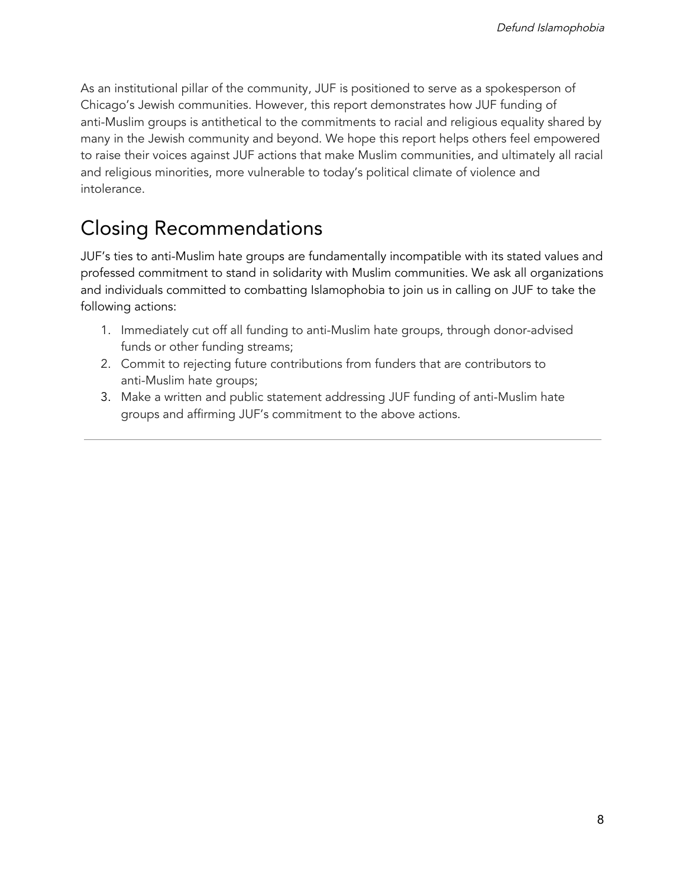As an institutional pillar of the community, JUF is positioned to serve as a spokesperson of Chicago's Jewish communities. However, this report demonstrates how JUF funding of anti-Muslim groups is antithetical to the commitments to racial and religious equality shared by many in the Jewish community and beyond. We hope this report helps others feel empowered to raise their voices against JUF actions that make Muslim communities, and ultimately all racial and religious minorities, more vulnerable to today's political climate of violence and intolerance.

## Closing Recommendations

JUF's ties to anti-Muslim hate groups are fundamentally incompatible with its stated values and professed commitment to stand in solidarity with Muslim communities. We ask all organizations and individuals committed to combatting Islamophobia to join us in calling on JUF to take the following actions:

1. Immediately cut off all funding to anti-Muslim hate groups, through donor-advised funds or other funding streams;
2. Commit to rejecting future contributions from funders that are contributors to anti-Muslim hate groups;
3. Make a written and public statement addressing JUF funding of anti-Muslim hate groups and affirming JUF's commitment to the above actions.

---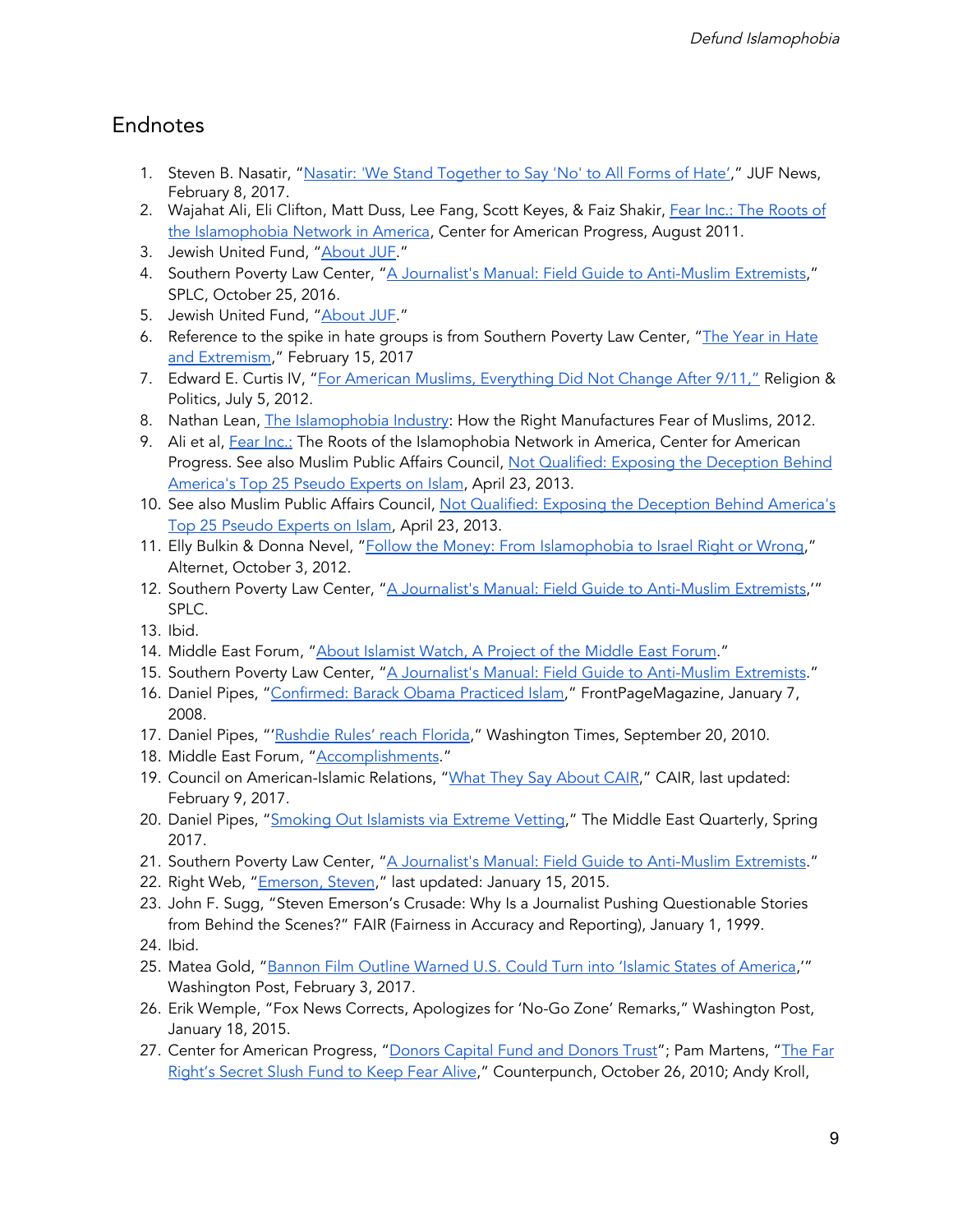## Endnotes

1. Steven B. Nasatir, "Nasatir: 'We Stand Together to Say 'No' to All Forms of Hate'," JUF News, February 8, 2017.
2. Wajahat Ali, Eli Clifton, Matt Duss, Lee Fang, Scott Keyes, & Faiz Shakir, Fear Inc.: The Roots of the Islamophobia Network in America, Center for American Progress, August 2011.
3. Jewish United Fund, "About JUF."
4. Southern Poverty Law Center, "A Journalist's Manual: Field Guide to Anti-Muslim Extremists," SPLC, October 25, 2016.
5. Jewish United Fund, "About JUF."
6. Reference to the spike in hate groups is from Southern Poverty Law Center, "The Year in Hate and Extremism," February 15, 2017
7. Edward E. Curtis IV, "For American Muslims, Everything Did Not Change After 9/11," Religion & Politics, July 5, 2012.
8. Nathan Lean, The Islamophobia Industry: How the Right Manufactures Fear of Muslims, 2012.
9. Ali et al, Fear Inc.: The Roots of the Islamophobia Network in America, Center for American Progress. See also Muslim Public Affairs Council, Not Qualified: Exposing the Deception Behind America's Top 25 Pseudo Experts on Islam, April 23, 2013.
10. See also Muslim Public Affairs Council, Not Qualified: Exposing the Deception Behind America's Top 25 Pseudo Experts on Islam, April 23, 2013.
11. Elly Bulkin & Donna Nevel, "Follow the Money: From Islamophobia to Israel Right or Wrong," Alternet, October 3, 2012.
12. Southern Poverty Law Center, "A Journalist's Manual: Field Guide to Anti-Muslim Extremists,'" SPLC.
13. Ibid.
14. Middle East Forum, "About Islamist Watch, A Project of the Middle East Forum."
15. Southern Poverty Law Center, "A Journalist's Manual: Field Guide to Anti-Muslim Extremists."
16. Daniel Pipes, "Confirmed: Barack Obama Practiced Islam," FrontPageMagazine, January 7, 2008.
17. Daniel Pipes, "'Rushdie Rules' reach Florida," Washington Times, September 20, 2010.
18. Middle East Forum, "Accomplishments."
19. Council on American-Islamic Relations, "What They Say About CAIR," CAIR, last updated: February 9, 2017.
20. Daniel Pipes, "Smoking Out Islamists via Extreme Vetting," The Middle East Quarterly, Spring 2017.
21. Southern Poverty Law Center, "A Journalist's Manual: Field Guide to Anti-Muslim Extremists."
22. Right Web, "Emerson, Steven," last updated: January 15, 2015.
23. John F. Sugg, "Steven Emerson's Crusade: Why Is a Journalist Pushing Questionable Stories from Behind the Scenes?" FAIR (Fairness in Accuracy and Reporting), January 1, 1999.
24. Ibid.
25. Matea Gold, "Bannon Film Outline Warned U.S. Could Turn into 'Islamic States of America,'" Washington Post, February 3, 2017.
26. Erik Wemple, "Fox News Corrects, Apologizes for 'No-Go Zone' Remarks," Washington Post, January 18, 2015.
27. Center for American Progress, "Donors Capital Fund and Donors Trust"; Pam Martens, "The Far Right's Secret Slush Fund to Keep Fear Alive," Counterpunch, October 26, 2010; Andy Kroll,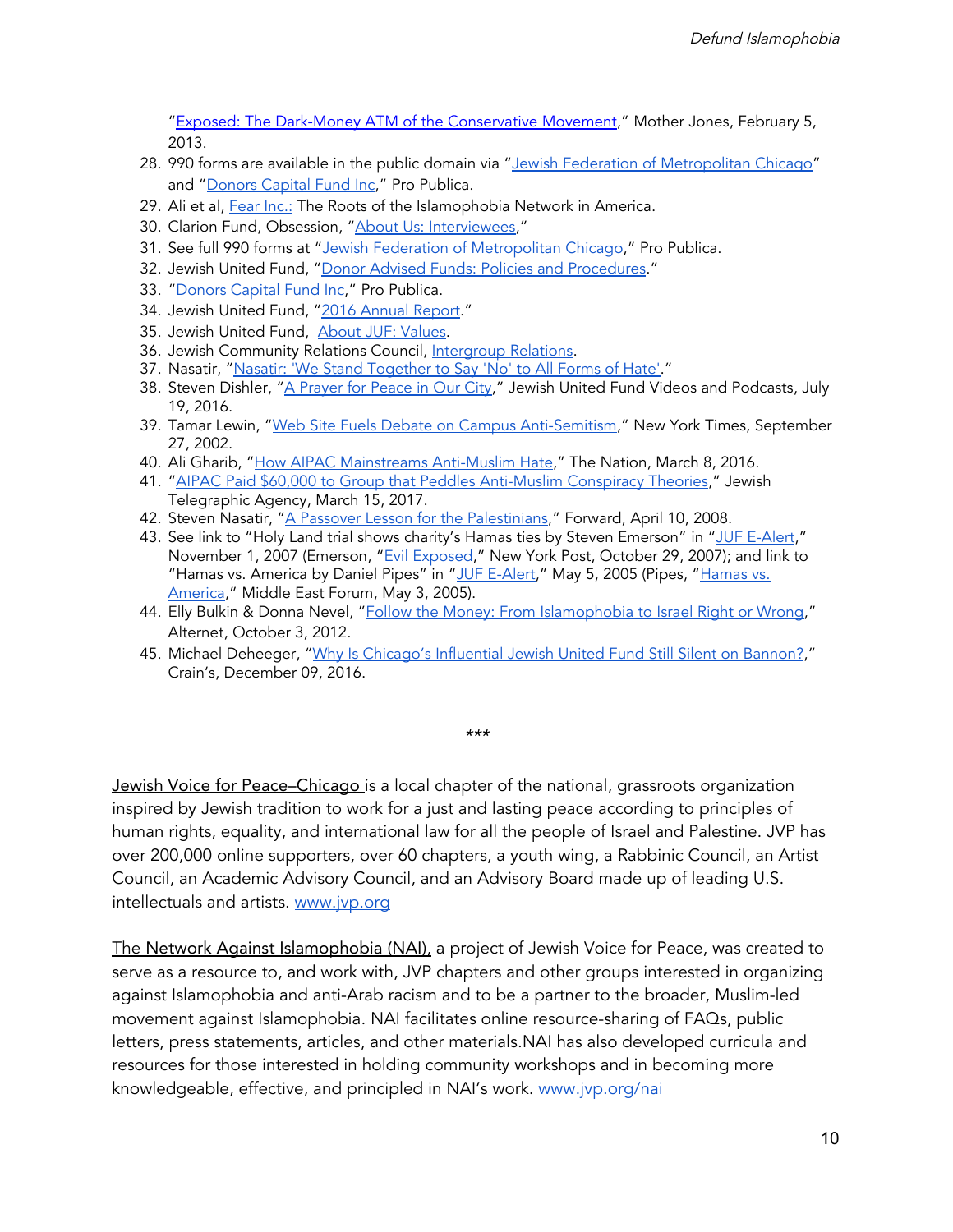"Exposed: The Dark-Money ATM of the Conservative Movement," Mother Jones, February 5, 2013.

28. 990 forms are available in the public domain via "Jewish Federation of Metropolitan Chicago" and "Donors Capital Fund Inc," Pro Publica.
29. Ali et al, Fear Inc.: The Roots of the Islamophobia Network in America.
30. Clarion Fund, Obsession, "About Us: Interviewees,"
31. See full 990 forms at "Jewish Federation of Metropolitan Chicago," Pro Publica.
32. Jewish United Fund, "Donor Advised Funds: Policies and Procedures."
33. "Donors Capital Fund Inc," Pro Publica.
34. Jewish United Fund, "2016 Annual Report."
35. Jewish United Fund, About JUF: Values.
36. Jewish Community Relations Council, Intergroup Relations.
37. Nasatir, "Nasatir: 'We Stand Together to Say 'No' to All Forms of Hate'."
38. Steven Dishler, "A Prayer for Peace in Our City," Jewish United Fund Videos and Podcasts, July 19, 2016.
39. Tamar Lewin, "Web Site Fuels Debate on Campus Anti-Semitism," New York Times, September 27, 2002.
40. Ali Gharib, "How AIPAC Mainstreams Anti-Muslim Hate," The Nation, March 8, 2016.
41. "AIPAC Paid $60,000 to Group that Peddles Anti-Muslim Conspiracy Theories," Jewish Telegraphic Agency, March 15, 2017.
42. Steven Nasatir, "A Passover Lesson for the Palestinians," Forward, April 10, 2008.
43. See link to "Holy Land trial shows charity's Hamas ties by Steven Emerson" in "JUF E-Alert," November 1, 2007 (Emerson, "Evil Exposed," New York Post, October 29, 2007); and link to "Hamas vs. America by Daniel Pipes" in "JUF E-Alert," May 5, 2005 (Pipes, "Hamas vs. America," Middle East Forum, May 3, 2005).
44. Elly Bulkin & Donna Nevel, "Follow the Money: From Islamophobia to Israel Right or Wrong," Alternet, October 3, 2012.
45. Michael Deheeger, "Why Is Chicago's Influential Jewish United Fund Still Silent on Bannon?," Crain's, December 09, 2016.

***

Jewish Voice for Peace–Chicago is a local chapter of the national, grassroots organization inspired by Jewish tradition to work for a just and lasting peace according to principles of human rights, equality, and international law for all the people of Israel and Palestine. JVP has over 200,000 online supporters, over 60 chapters, a youth wing, a Rabbinic Council, an Artist Council, an Academic Advisory Council, and an Advisory Board made up of leading U.S. intellectuals and artists. www.jvp.org

The Network Against Islamophobia (NAI), a project of Jewish Voice for Peace, was created to serve as a resource to, and work with, JVP chapters and other groups interested in organizing against Islamophobia and anti-Arab racism and to be a partner to the broader, Muslim-led movement against Islamophobia. NAI facilitates online resource-sharing of FAQs, public letters, press statements, articles, and other materials.NAI has also developed curricula and resources for those interested in holding community workshops and in becoming more knowledgeable, effective, and principled in NAI's work. www.jvp.org/nai